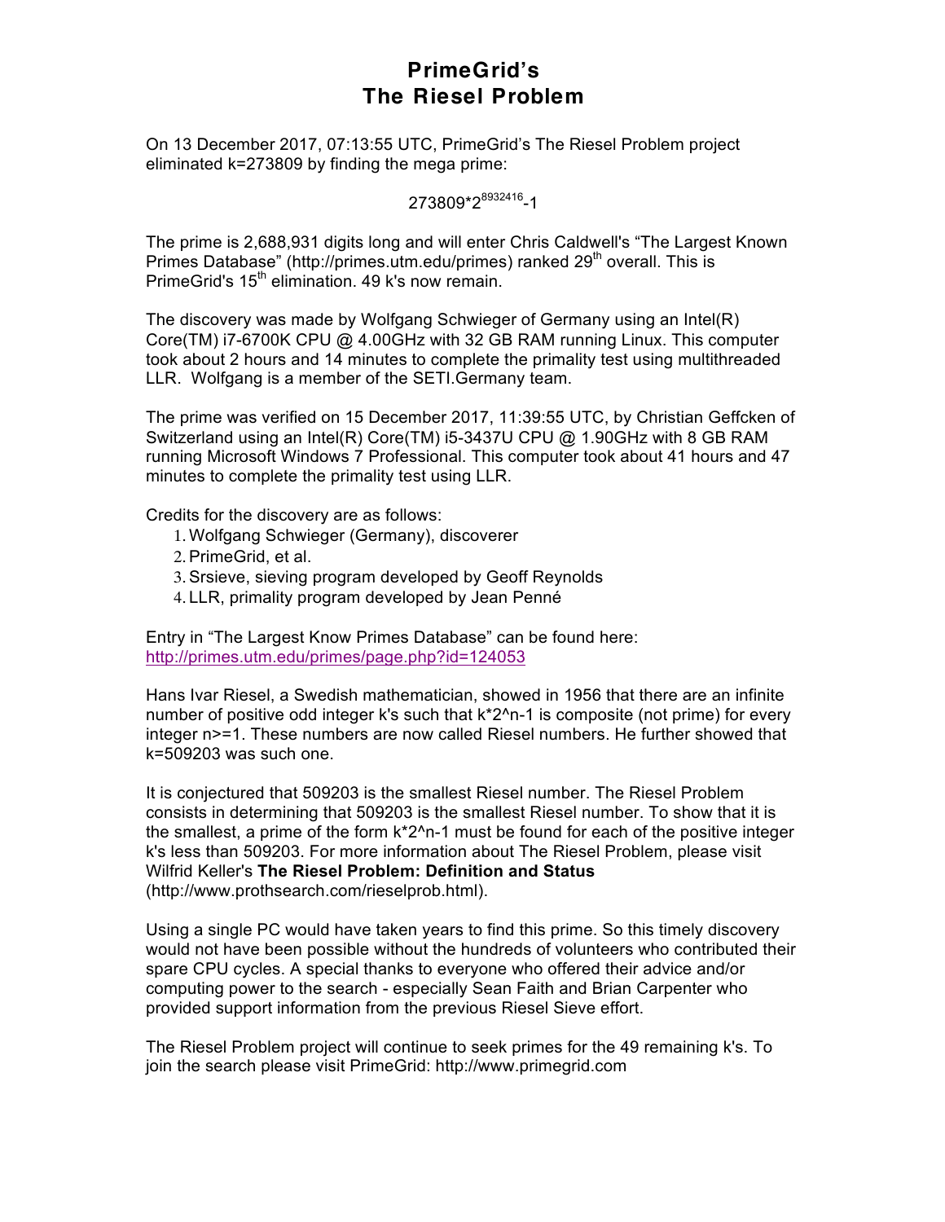# PrimeGrid's
# The Riesel Problem

On 13 December 2017, 07:13:55 UTC, PrimeGrid's The Riesel Problem project eliminated k=273809 by finding the mega prime:

$$273809 \cdot 2^{8932416}-1$$

The prime is 2,688,931 digits long and will enter Chris Caldwell's "The Largest Known Primes Database" (http://primes.utm.edu/primes) ranked 29th overall. This is PrimeGrid's 15th elimination. 49 k's now remain.

The discovery was made by Wolfgang Schwieger of Germany using an Intel(R) Core(TM) i7-6700K CPU @ 4.00GHz with 32 GB RAM running Linux. This computer took about 2 hours and 14 minutes to complete the primality test using multithreaded LLR. Wolfgang is a member of the SETI.Germany team.

The prime was verified on 15 December 2017, 11:39:55 UTC, by Christian Geffcken of Switzerland using an Intel(R) Core(TM) i5-3437U CPU @ 1.90GHz with 8 GB RAM running Microsoft Windows 7 Professional. This computer took about 41 hours and 47 minutes to complete the primality test using LLR.

Credits for the discovery are as follows:

1. Wolfgang Schwieger (Germany), discoverer
2. PrimeGrid, et al.
3. Srsieve, sieving program developed by Geoff Reynolds
4. LLR, primality program developed by Jean Penné

Entry in "The Largest Know Primes Database" can be found here:
http://primes.utm.edu/primes/page.php?id=124053

Hans Ivar Riesel, a Swedish mathematician, showed in 1956 that there are an infinite number of positive odd integer k's such that k*2^n-1 is composite (not prime) for every integer n>=1. These numbers are now called Riesel numbers. He further showed that k=509203 was such one.

It is conjectured that 509203 is the smallest Riesel number. The Riesel Problem consists in determining that 509203 is the smallest Riesel number. To show that it is the smallest, a prime of the form k*2^n-1 must be found for each of the positive integer k's less than 509203. For more information about The Riesel Problem, please visit Wilfrid Keller's **The Riesel Problem: Definition and Status** (http://www.prothsearch.com/rieselprob.html).

Using a single PC would have taken years to find this prime. So this timely discovery would not have been possible without the hundreds of volunteers who contributed their spare CPU cycles. A special thanks to everyone who offered their advice and/or computing power to the search - especially Sean Faith and Brian Carpenter who provided support information from the previous Riesel Sieve effort.

The Riesel Problem project will continue to seek primes for the 49 remaining k's. To join the search please visit PrimeGrid: http://www.primegrid.com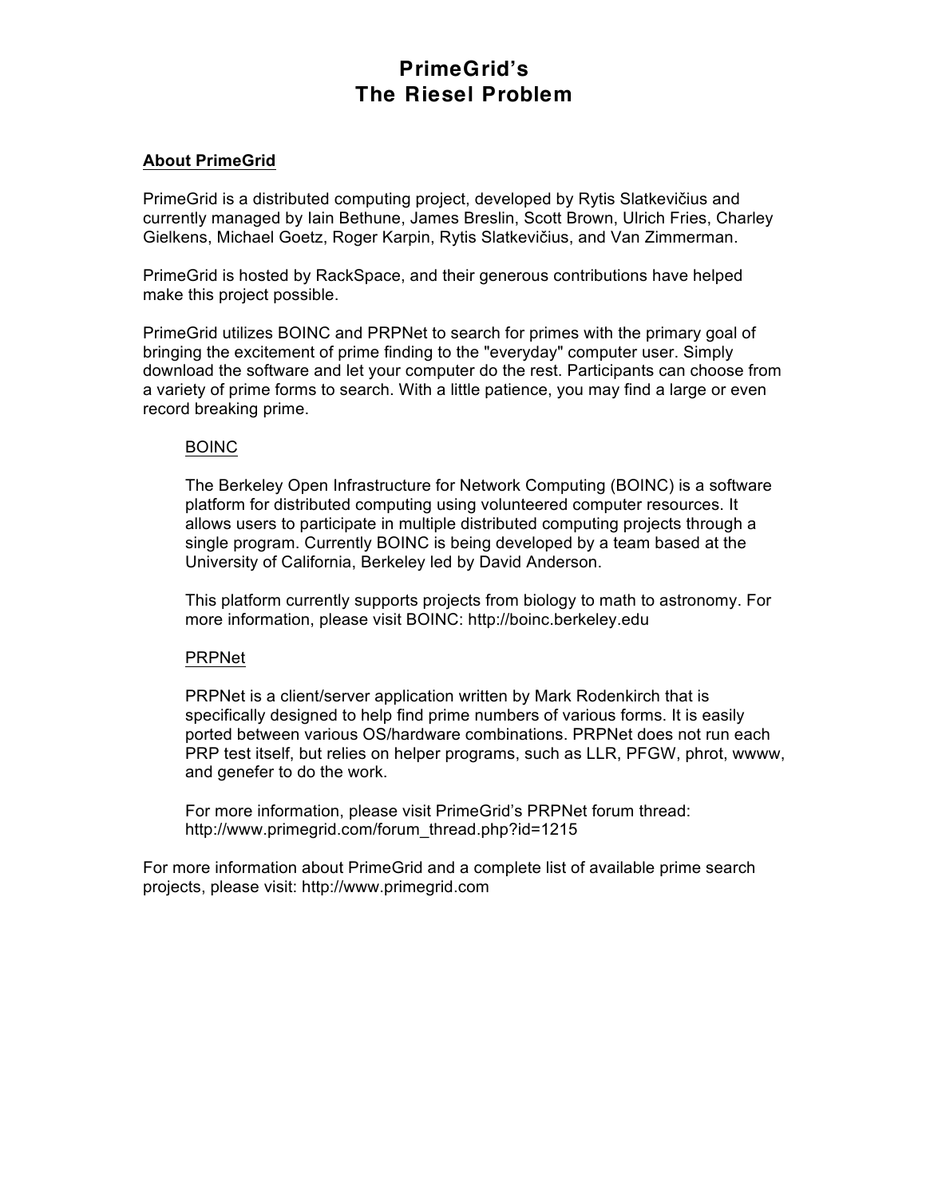# PrimeGrid's
# The Riesel Problem

## About PrimeGrid

PrimeGrid is a distributed computing project, developed by Rytis Slatkevičius and currently managed by Iain Bethune, James Breslin, Scott Brown, Ulrich Fries, Charley Gielkens, Michael Goetz, Roger Karpin, Rytis Slatkevičius, and Van Zimmerman.

PrimeGrid is hosted by RackSpace, and their generous contributions have helped make this project possible.

PrimeGrid utilizes BOINC and PRPNet to search for primes with the primary goal of bringing the excitement of prime finding to the "everyday" computer user. Simply download the software and let your computer do the rest. Participants can choose from a variety of prime forms to search. With a little patience, you may find a large or even record breaking prime.

### BOINC

The Berkeley Open Infrastructure for Network Computing (BOINC) is a software platform for distributed computing using volunteered computer resources. It allows users to participate in multiple distributed computing projects through a single program. Currently BOINC is being developed by a team based at the University of California, Berkeley led by David Anderson.

This platform currently supports projects from biology to math to astronomy. For more information, please visit BOINC: http://boinc.berkeley.edu

### PRPNet

PRPNet is a client/server application written by Mark Rodenkirch that is specifically designed to help find prime numbers of various forms. It is easily ported between various OS/hardware combinations. PRPNet does not run each PRP test itself, but relies on helper programs, such as LLR, PFGW, phrot, wwww, and genefer to do the work.

For more information, please visit PrimeGrid's PRPNet forum thread: http://www.primegrid.com/forum_thread.php?id=1215

For more information about PrimeGrid and a complete list of available prime search projects, please visit: http://www.primegrid.com